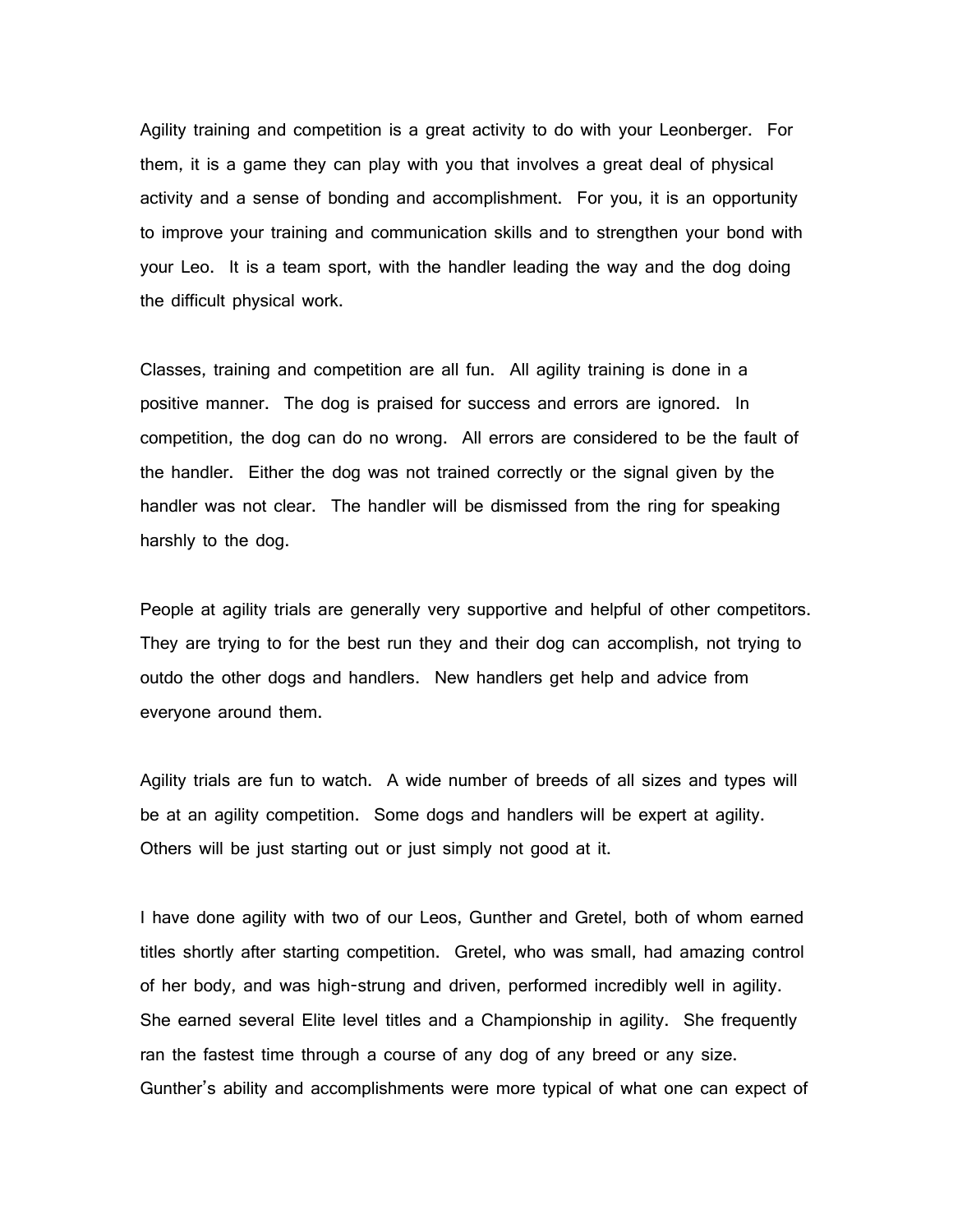Agility training and competition is a great activity to do with your Leonberger. For them, it is a game they can play with you that involves a great deal of physical activity and a sense of bonding and accomplishment. For you, it is an opportunity to improve your training and communication skills and to strengthen your bond with your Leo. It is a team sport, with the handler leading the way and the dog doing the difficult physical work.

Classes, training and competition are all fun. All agility training is done in a positive manner. The dog is praised for success and errors are ignored. In competition, the dog can do no wrong. All errors are considered to be the fault of the handler. Either the dog was not trained correctly or the signal given by the handler was not clear. The handler will be dismissed from the ring for speaking harshly to the dog.

People at agility trials are generally very supportive and helpful of other competitors. They are trying to for the best run they and their dog can accomplish, not trying to outdo the other dogs and handlers. New handlers get help and advice from everyone around them.

Agility trials are fun to watch. A wide number of breeds of all sizes and types will be at an agility competition. Some dogs and handlers will be expert at agility. Others will be just starting out or just simply not good at it.

I have done agility with two of our Leos, Gunther and Gretel, both of whom earned titles shortly after starting competition. Gretel, who was small, had amazing control of her body, and was high-strung and driven, performed incredibly well in agility. She earned several Elite level titles and a Championship in agility. She frequently ran the fastest time through a course of any dog of any breed or any size. Gunther's ability and accomplishments were more typical of what one can expect of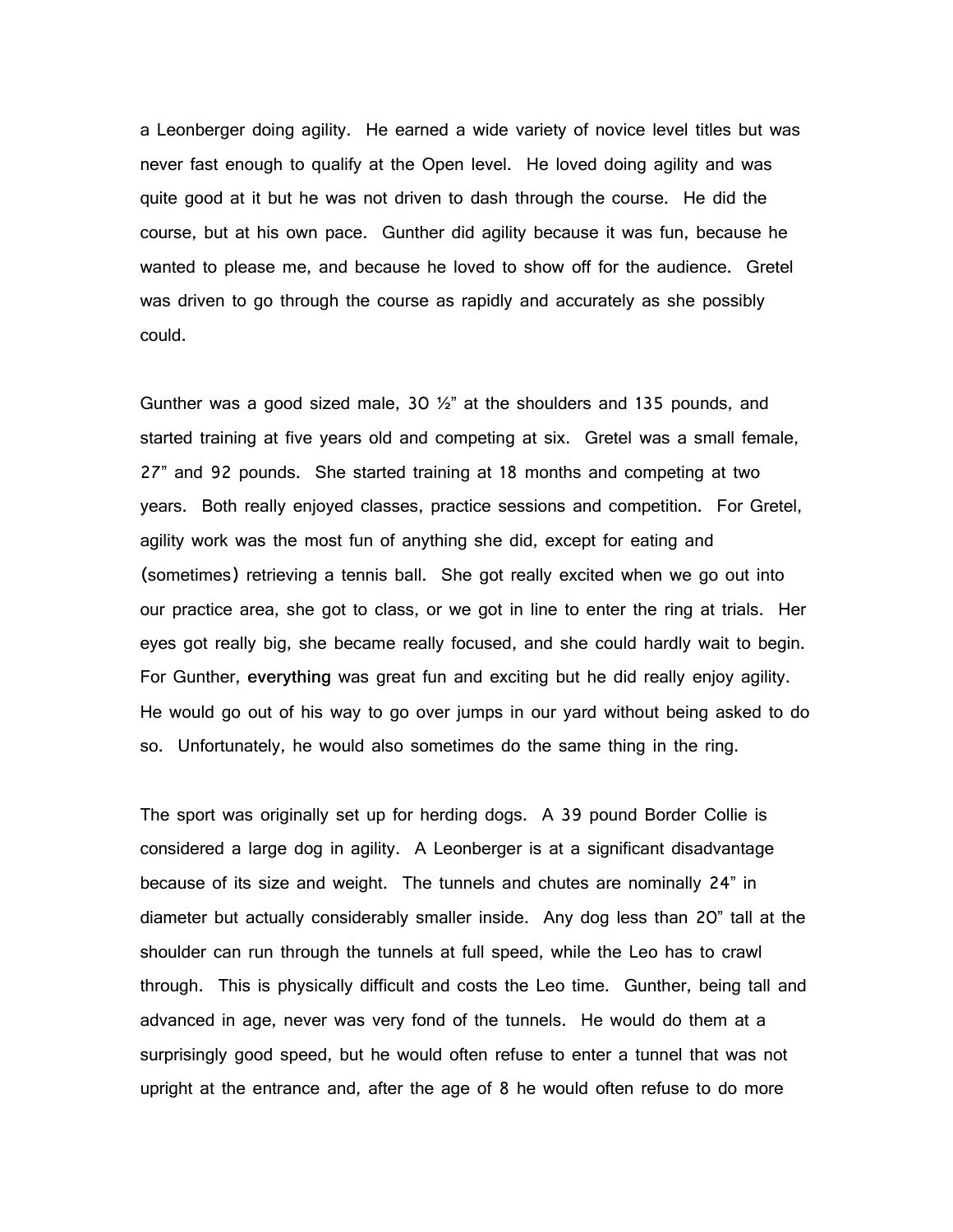a Leonberger doing agility. He earned a wide variety of novice level titles but was never fast enough to qualify at the Open level. He loved doing agility and was quite good at it but he was not driven to dash through the course. He did the course, but at his own pace. Gunther did agility because it was fun, because he wanted to please me, and because he loved to show off for the audience. Gretel was driven to go through the course as rapidly and accurately as she possibly could.

Gunther was a good sized male, 30 ½" at the shoulders and 135 pounds, and started training at five years old and competing at six. Gretel was a small female, 27" and 92 pounds. She started training at 18 months and competing at two years. Both really enjoyed classes, practice sessions and competition. For Gretel, agility work was the most fun of anything she did, except for eating and (sometimes) retrieving a tennis ball. She got really excited when we go out into our practice area, she got to class, or we got in line to enter the ring at trials. Her eyes got really big, she became really focused, and she could hardly wait to begin. For Gunther, **everything** was great fun and exciting but he did really enjoy agility. He would go out of his way to go over jumps in our yard without being asked to do so. Unfortunately, he would also sometimes do the same thing in the ring.

The sport was originally set up for herding dogs. A 39 pound Border Collie is considered a large dog in agility. A Leonberger is at a significant disadvantage because of its size and weight. The tunnels and chutes are nominally 24" in diameter but actually considerably smaller inside. Any dog less than 20" tall at the shoulder can run through the tunnels at full speed, while the Leo has to crawl through. This is physically difficult and costs the Leo time. Gunther, being tall and advanced in age, never was very fond of the tunnels. He would do them at a surprisingly good speed, but he would often refuse to enter a tunnel that was not upright at the entrance and, after the age of 8 he would often refuse to do more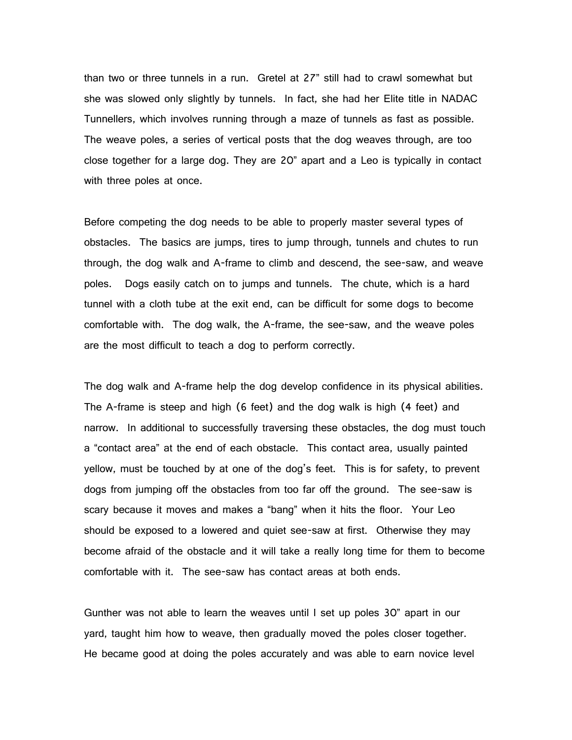than two or three tunnels in a run. Gretel at 27" still had to crawl somewhat but she was slowed only slightly by tunnels. In fact, she had her Elite title in NADAC Tunnellers, which involves running through a maze of tunnels as fast as possible. The weave poles, a series of vertical posts that the dog weaves through, are too close together for a large dog. They are 20" apart and a Leo is typically in contact with three poles at once.

Before competing the dog needs to be able to properly master several types of obstacles. The basics are jumps, tires to jump through, tunnels and chutes to run through, the dog walk and A-frame to climb and descend, the see-saw, and weave poles. Dogs easily catch on to jumps and tunnels. The chute, which is a hard tunnel with a cloth tube at the exit end, can be difficult for some dogs to become comfortable with. The dog walk, the A-frame, the see-saw, and the weave poles are the most difficult to teach a dog to perform correctly.

The dog walk and A-frame help the dog develop confidence in its physical abilities. The A-frame is steep and high (6 feet) and the dog walk is high (4 feet) and narrow. In additional to successfully traversing these obstacles, the dog must touch a "contact area" at the end of each obstacle. This contact area, usually painted yellow, must be touched by at one of the dog's feet. This is for safety, to prevent dogs from jumping off the obstacles from too far off the ground. The see-saw is scary because it moves and makes a "bang" when it hits the floor. Your Leo should be exposed to a lowered and quiet see-saw at first. Otherwise they may become afraid of the obstacle and it will take a really long time for them to become comfortable with it. The see-saw has contact areas at both ends.

Gunther was not able to learn the weaves until I set up poles 30" apart in our yard, taught him how to weave, then gradually moved the poles closer together. He became good at doing the poles accurately and was able to earn novice level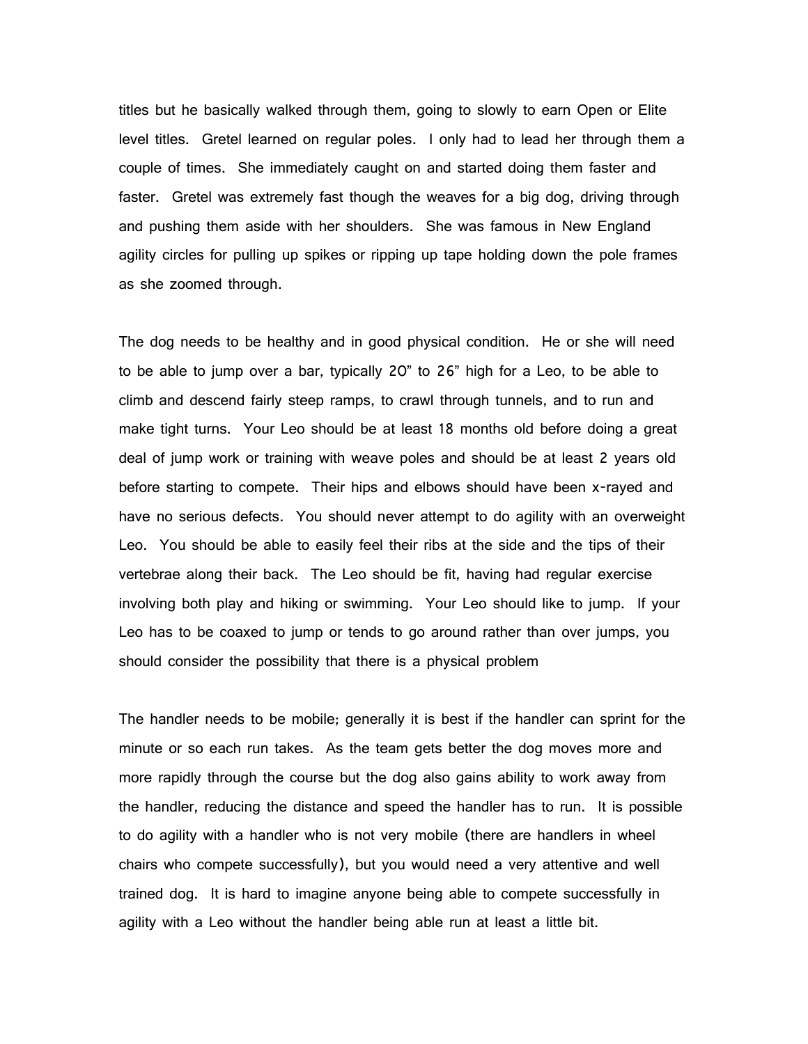titles but he basically walked through them, going to slowly to earn Open or Elite level titles. Gretel learned on regular poles. I only had to lead her through them a couple of times. She immediately caught on and started doing them faster and faster. Gretel was extremely fast though the weaves for a big dog, driving through and pushing them aside with her shoulders. She was famous in New England agility circles for pulling up spikes or ripping up tape holding down the pole frames as she zoomed through.

The dog needs to be healthy and in good physical condition. He or she will need to be able to jump over a bar, typically 20" to 26" high for a Leo, to be able to climb and descend fairly steep ramps, to crawl through tunnels, and to run and make tight turns. Your Leo should be at least 18 months old before doing a great deal of jump work or training with weave poles and should be at least 2 years old before starting to compete. Their hips and elbows should have been x-rayed and have no serious defects. You should never attempt to do agility with an overweight Leo. You should be able to easily feel their ribs at the side and the tips of their vertebrae along their back. The Leo should be fit, having had regular exercise involving both play and hiking or swimming. Your Leo should like to jump. If your Leo has to be coaxed to jump or tends to go around rather than over jumps, you should consider the possibility that there is a physical problem

The handler needs to be mobile; generally it is best if the handler can sprint for the minute or so each run takes. As the team gets better the dog moves more and more rapidly through the course but the dog also gains ability to work away from the handler, reducing the distance and speed the handler has to run. It is possible to do agility with a handler who is not very mobile (there are handlers in wheel chairs who compete successfully), but you would need a very attentive and well trained dog. It is hard to imagine anyone being able to compete successfully in agility with a Leo without the handler being able run at least a little bit.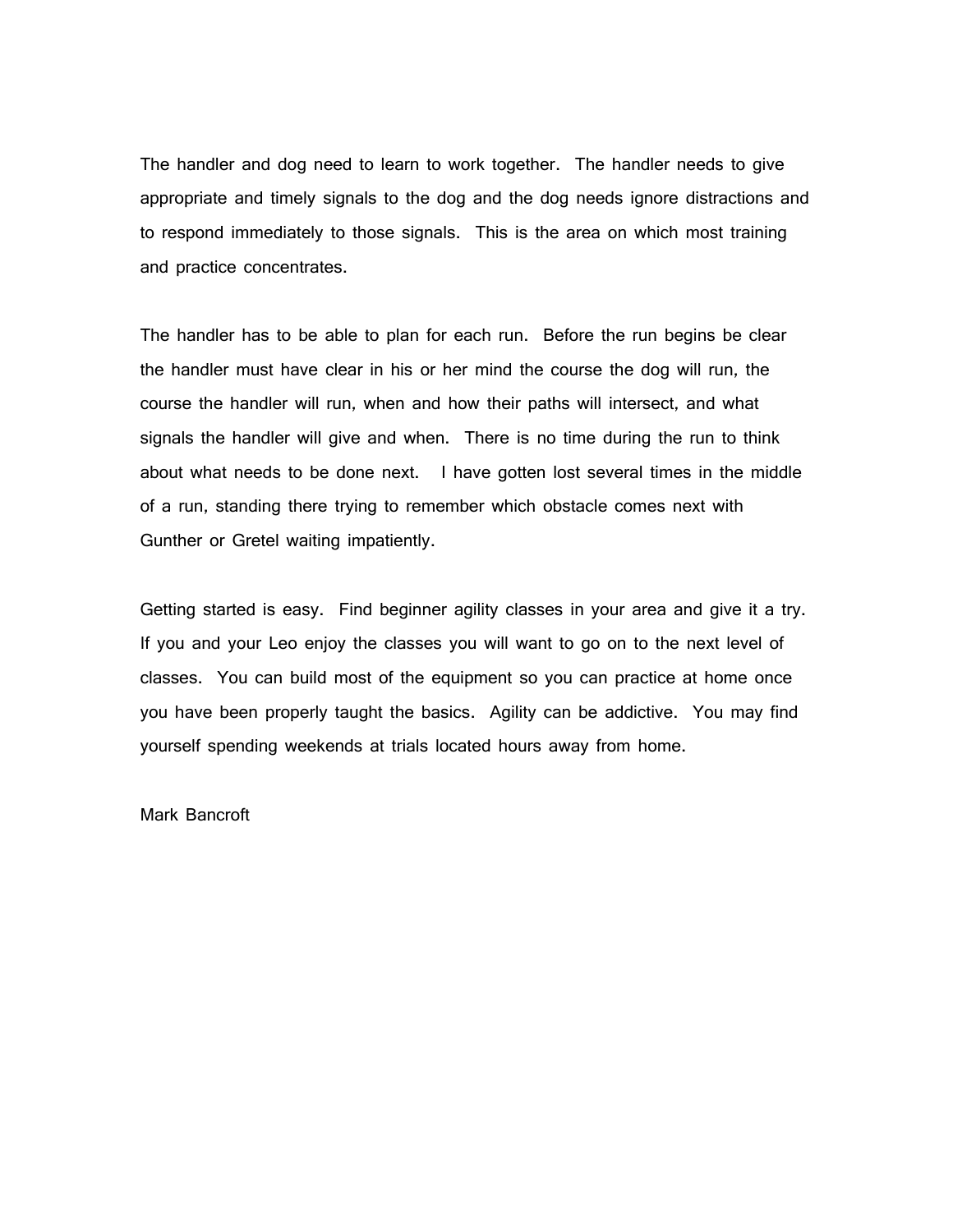The handler and dog need to learn to work together. The handler needs to give appropriate and timely signals to the dog and the dog needs ignore distractions and to respond immediately to those signals. This is the area on which most training and practice concentrates.

The handler has to be able to plan for each run. Before the run begins be clear the handler must have clear in his or her mind the course the dog will run, the course the handler will run, when and how their paths will intersect, and what signals the handler will give and when. There is no time during the run to think about what needs to be done next. I have gotten lost several times in the middle of a run, standing there trying to remember which obstacle comes next with Gunther or Gretel waiting impatiently.

Getting started is easy. Find beginner agility classes in your area and give it a try. If you and your Leo enjoy the classes you will want to go on to the next level of classes. You can build most of the equipment so you can practice at home once you have been properly taught the basics. Agility can be addictive. You may find yourself spending weekends at trials located hours away from home.

Mark Bancroft